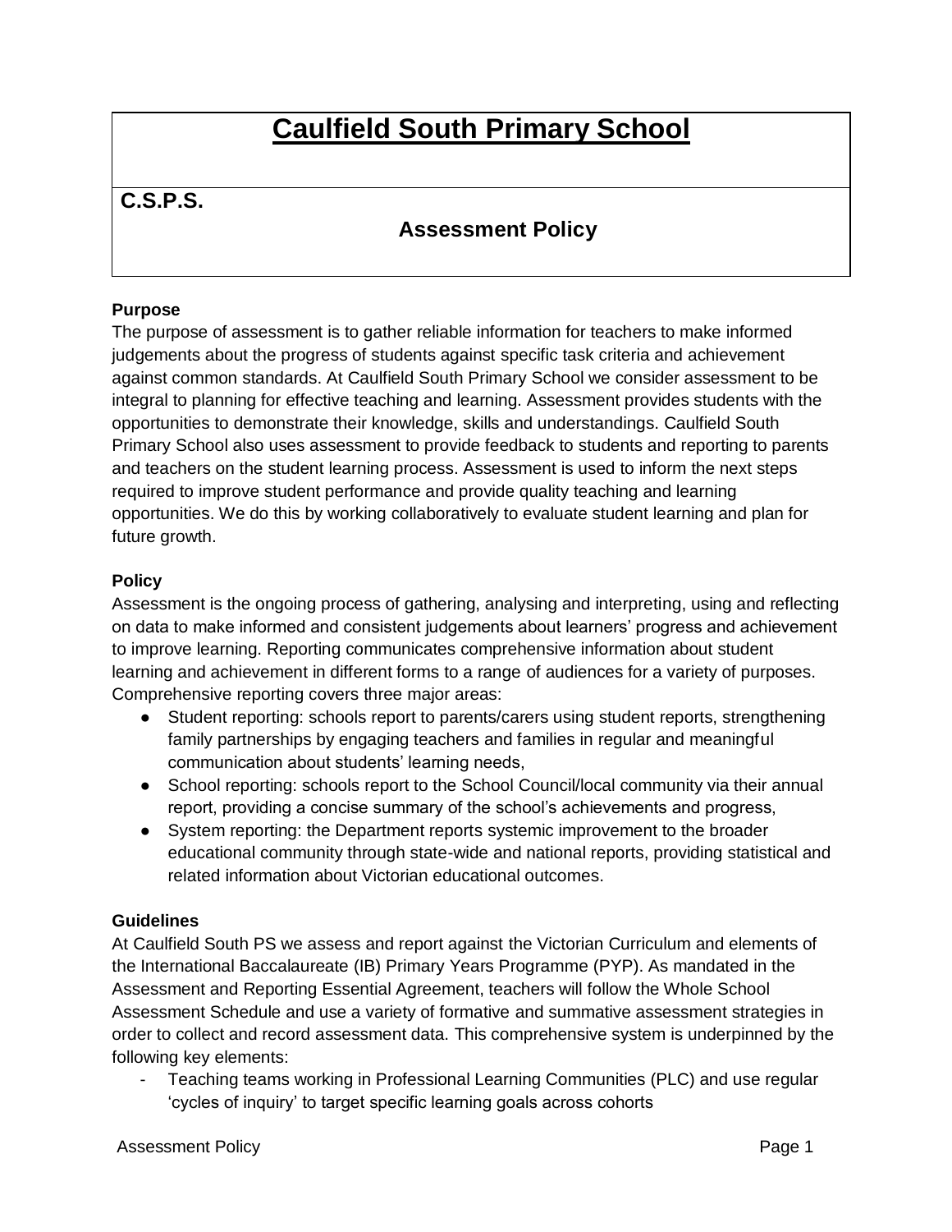# Caulfield South Primary School

**C.S.P.S.**

## Assessment Policy

**Purpose**

The purpose of assessment is to gather reliable information for teachers to make informed judgements about the progress of students against specific task criteria and achievement against common standards. At Caulfield South Primary School we consider assessment to be integral to planning for effective teaching and learning. Assessment provides students with the opportunities to demonstrate their knowledge, skills and understandings. Caulfield South Primary School also uses assessment to provide feedback to students and reporting to parents and teachers on the student learning process. Assessment is used to inform the next steps required to improve student performance and provide quality teaching and learning opportunities. We do this by working collaboratively to evaluate student learning and plan for future growth.

**Policy**

Assessment is the ongoing process of gathering, analysing and interpreting, using and reflecting on data to make informed and consistent judgements about learners' progress and achievement to improve learning. Reporting communicates comprehensive information about student learning and achievement in different forms to a range of audiences for a variety of purposes. Comprehensive reporting covers three major areas:

- Student reporting: schools report to parents/carers using student reports, strengthening family partnerships by engaging teachers and families in regular and meaningful communication about students' learning needs,
- School reporting: schools report to the School Council/local community via their annual report, providing a concise summary of the school's achievements and progress,
- System reporting: the Department reports systemic improvement to the broader educational community through state-wide and national reports, providing statistical and related information about Victorian educational outcomes.

**Guidelines**

At Caulfield South PS we assess and report against the Victorian Curriculum and elements of the International Baccalaureate (IB) Primary Years Programme (PYP). As mandated in the Assessment and Reporting Essential Agreement, teachers will follow the Whole School Assessment Schedule and use a variety of formative and summative assessment strategies in order to collect and record assessment data. This comprehensive system is underpinned by the following key elements:

- Teaching teams working in Professional Learning Communities (PLC) and use regular 'cycles of inquiry' to target specific learning goals across cohorts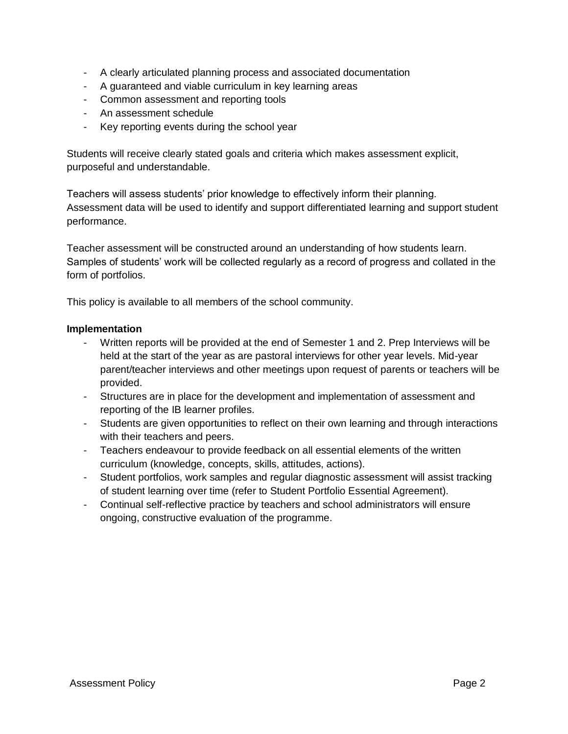- A clearly articulated planning process and associated documentation
- A guaranteed and viable curriculum in key learning areas
- Common assessment and reporting tools
- An assessment schedule
- Key reporting events during the school year

Students will receive clearly stated goals and criteria which makes assessment explicit, purposeful and understandable.

Teachers will assess students' prior knowledge to effectively inform their planning. Assessment data will be used to identify and support differentiated learning and support student performance.

Teacher assessment will be constructed around an understanding of how students learn. Samples of students' work will be collected regularly as a record of progress and collated in the form of portfolios.

This policy is available to all members of the school community.

**Implementation**

- Written reports will be provided at the end of Semester 1 and 2. Prep Interviews will be held at the start of the year as are pastoral interviews for other year levels. Mid-year parent/teacher interviews and other meetings upon request of parents or teachers will be provided.
- Structures are in place for the development and implementation of assessment and reporting of the IB learner profiles.
- Students are given opportunities to reflect on their own learning and through interactions with their teachers and peers.
- Teachers endeavour to provide feedback on all essential elements of the written curriculum (knowledge, concepts, skills, attitudes, actions).
- Student portfolios, work samples and regular diagnostic assessment will assist tracking of student learning over time (refer to Student Portfolio Essential Agreement).
- Continual self-reflective practice by teachers and school administrators will ensure ongoing, constructive evaluation of the programme.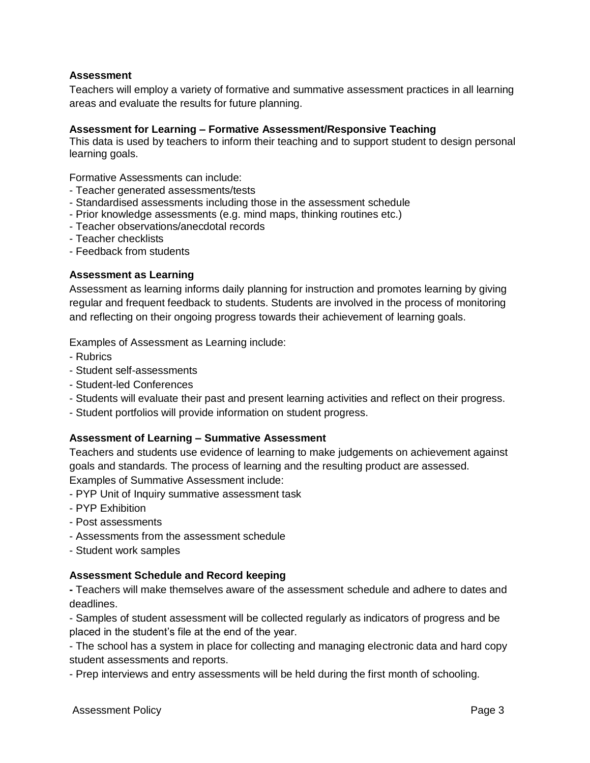**Assessment**

Teachers will employ a variety of formative and summative assessment practices in all learning areas and evaluate the results for future planning.

**Assessment for Learning – Formative Assessment/Responsive Teaching**

This data is used by teachers to inform their teaching and to support student to design personal learning goals.

Formative Assessments can include:

- Teacher generated assessments/tests
- Standardised assessments including those in the assessment schedule
- Prior knowledge assessments (e.g. mind maps, thinking routines etc.)
- Teacher observations/anecdotal records
- Teacher checklists
- Feedback from students

**Assessment as Learning**

Assessment as learning informs daily planning for instruction and promotes learning by giving regular and frequent feedback to students. Students are involved in the process of monitoring and reflecting on their ongoing progress towards their achievement of learning goals.

Examples of Assessment as Learning include:

- Rubrics
- Student self-assessments
- Student-led Conferences
- Students will evaluate their past and present learning activities and reflect on their progress.
- Student portfolios will provide information on student progress.

**Assessment of Learning – Summative Assessment**

Teachers and students use evidence of learning to make judgements on achievement against goals and standards. The process of learning and the resulting product are assessed.
Examples of Summative Assessment include:

- PYP Unit of Inquiry summative assessment task
- PYP Exhibition
- Post assessments
- Assessments from the assessment schedule
- Student work samples

**Assessment Schedule and Record keeping**

- Teachers will make themselves aware of the assessment schedule and adhere to dates and deadlines.
- Samples of student assessment will be collected regularly as indicators of progress and be placed in the student's file at the end of the year.
- The school has a system in place for collecting and managing electronic data and hard copy student assessments and reports.
- Prep interviews and entry assessments will be held during the first month of schooling.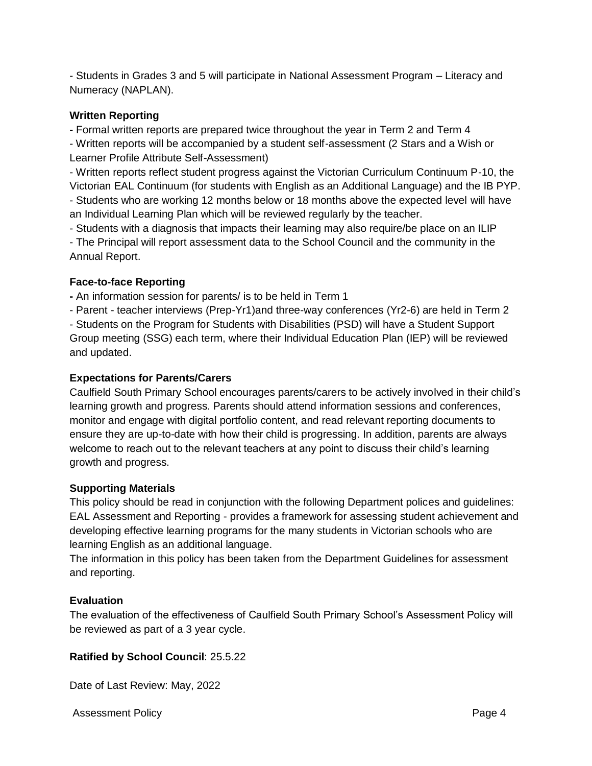- Students in Grades 3 and 5 will participate in National Assessment Program – Literacy and Numeracy (NAPLAN).

**Written Reporting**

- Formal written reports are prepared twice throughout the year in Term 2 and Term 4
- Written reports will be accompanied by a student self-assessment (2 Stars and a Wish or Learner Profile Attribute Self-Assessment)
- Written reports reflect student progress against the Victorian Curriculum Continuum P-10, the Victorian EAL Continuum (for students with English as an Additional Language) and the IB PYP.
- Students who are working 12 months below or 18 months above the expected level will have an Individual Learning Plan which will be reviewed regularly by the teacher.
- Students with a diagnosis that impacts their learning may also require/be place on an ILIP
- The Principal will report assessment data to the School Council and the community in the Annual Report.

**Face-to-face Reporting**

- An information session for parents/ is to be held in Term 1
- Parent - teacher interviews (Prep-Yr1)and three-way conferences (Yr2-6) are held in Term 2
- Students on the Program for Students with Disabilities (PSD) will have a Student Support Group meeting (SSG) each term, where their Individual Education Plan (IEP) will be reviewed and updated.

**Expectations for Parents/Carers**

Caulfield South Primary School encourages parents/carers to be actively involved in their child's learning growth and progress. Parents should attend information sessions and conferences, monitor and engage with digital portfolio content, and read relevant reporting documents to ensure they are up-to-date with how their child is progressing. In addition, parents are always welcome to reach out to the relevant teachers at any point to discuss their child's learning growth and progress.

**Supporting Materials**

This policy should be read in conjunction with the following Department polices and guidelines:
EAL Assessment and Reporting - provides a framework for assessing student achievement and developing effective learning programs for the many students in Victorian schools who are learning English as an additional language.
The information in this policy has been taken from the Department Guidelines for assessment and reporting.

**Evaluation**

The evaluation of the effectiveness of Caulfield South Primary School's Assessment Policy will be reviewed as part of a 3 year cycle.

**Ratified by School Council**: 25.5.22

Date of Last Review: May, 2022